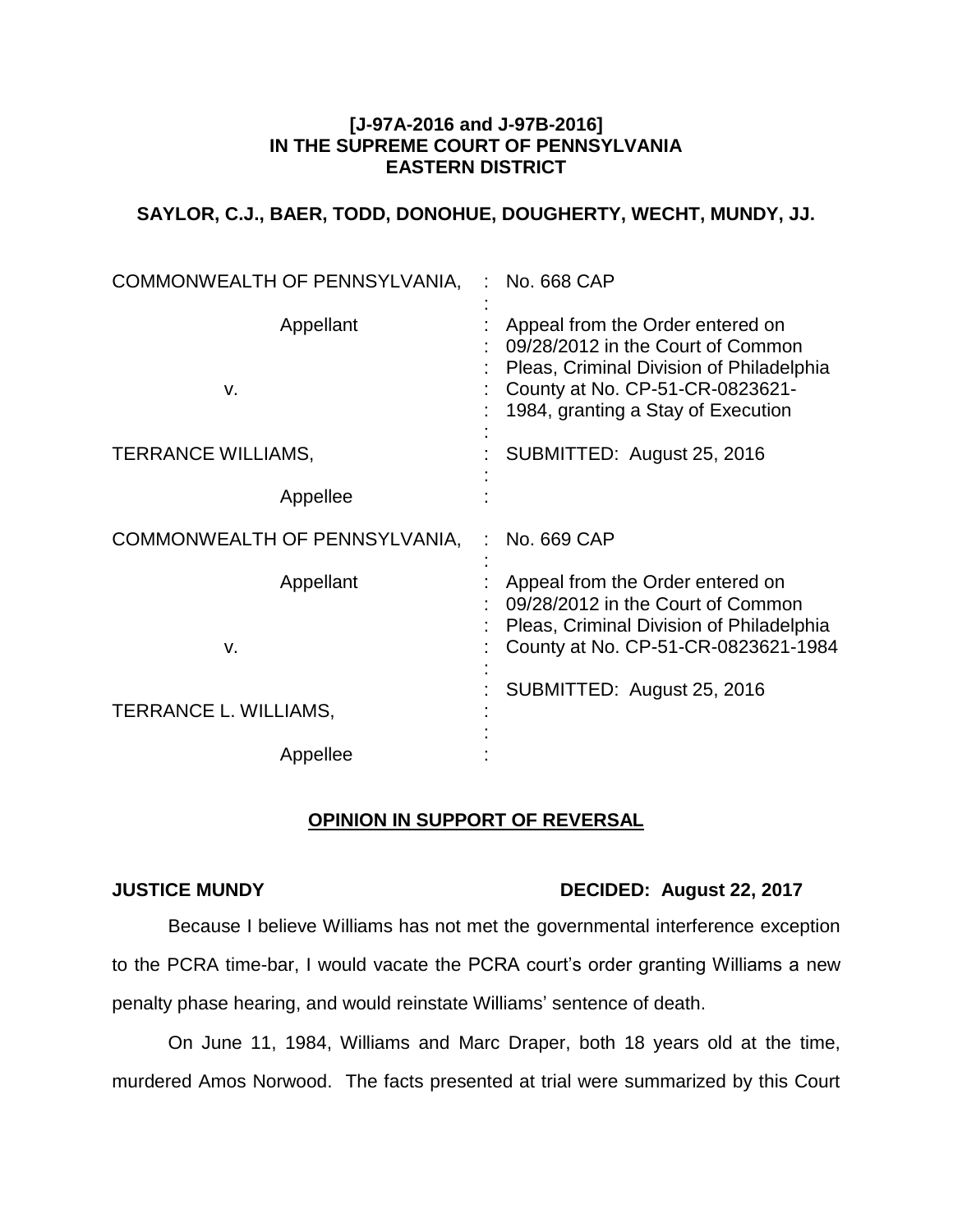**[J-97A-2016 and J-97B-2016]**
**IN THE SUPREME COURT OF PENNSYLVANIA**
**EASTERN DISTRICT**

**SAYLOR, C.J., BAER, TODD, DONOHUE, DOUGHERTY, WECHT, MUNDY, JJ.**

| | | |
|---|---|---|
| COMMONWEALTH OF PENNSYLVANIA, | : | No. 668 CAP |
| Appellant | : | Appeal from the Order entered on 09/28/2012 in the Court of Common Pleas, Criminal Division of Philadelphia County at No. CP-51-CR-0823621-1984, granting a Stay of Execution |
| v. | : | |
| TERRANCE WILLIAMS, | : | SUBMITTED: August 25, 2016 |
| Appellee | : | |
| COMMONWEALTH OF PENNSYLVANIA, | : | No. 669 CAP |
| Appellant | : | Appeal from the Order entered on 09/28/2012 in the Court of Common Pleas, Criminal Division of Philadelphia County at No. CP-51-CR-0823621-1984 |
| v. | : | |
| | : | SUBMITTED: August 25, 2016 |
| TERRANCE L. WILLIAMS, | : | |
| Appellee | : | |

## OPINION IN SUPPORT OF REVERSAL

**JUSTICE MUNDY** **DECIDED: August 22, 2017**

Because I believe Williams has not met the governmental interference exception to the PCRA time-bar, I would vacate the PCRA court's order granting Williams a new penalty phase hearing, and would reinstate Williams' sentence of death.

On June 11, 1984, Williams and Marc Draper, both 18 years old at the time, murdered Amos Norwood. The facts presented at trial were summarized by this Court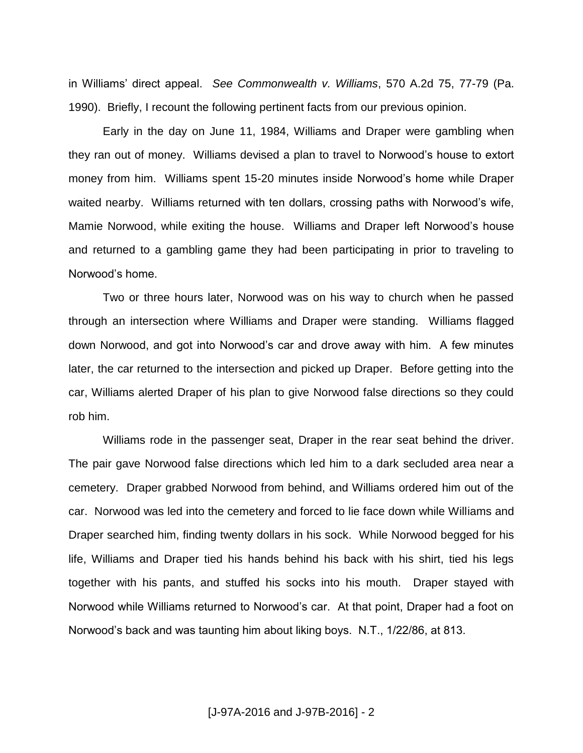in Williams' direct appeal. *See Commonwealth v. Williams*, 570 A.2d 75, 77-79 (Pa. 1990). Briefly, I recount the following pertinent facts from our previous opinion.

Early in the day on June 11, 1984, Williams and Draper were gambling when they ran out of money. Williams devised a plan to travel to Norwood's house to extort money from him. Williams spent 15-20 minutes inside Norwood's home while Draper waited nearby. Williams returned with ten dollars, crossing paths with Norwood's wife, Mamie Norwood, while exiting the house. Williams and Draper left Norwood's house and returned to a gambling game they had been participating in prior to traveling to Norwood's home.

Two or three hours later, Norwood was on his way to church when he passed through an intersection where Williams and Draper were standing. Williams flagged down Norwood, and got into Norwood's car and drove away with him. A few minutes later, the car returned to the intersection and picked up Draper. Before getting into the car, Williams alerted Draper of his plan to give Norwood false directions so they could rob him.

Williams rode in the passenger seat, Draper in the rear seat behind the driver. The pair gave Norwood false directions which led him to a dark secluded area near a cemetery. Draper grabbed Norwood from behind, and Williams ordered him out of the car. Norwood was led into the cemetery and forced to lie face down while Williams and Draper searched him, finding twenty dollars in his sock. While Norwood begged for his life, Williams and Draper tied his hands behind his back with his shirt, tied his legs together with his pants, and stuffed his socks into his mouth. Draper stayed with Norwood while Williams returned to Norwood's car. At that point, Draper had a foot on Norwood's back and was taunting him about liking boys. N.T., 1/22/86, at 813.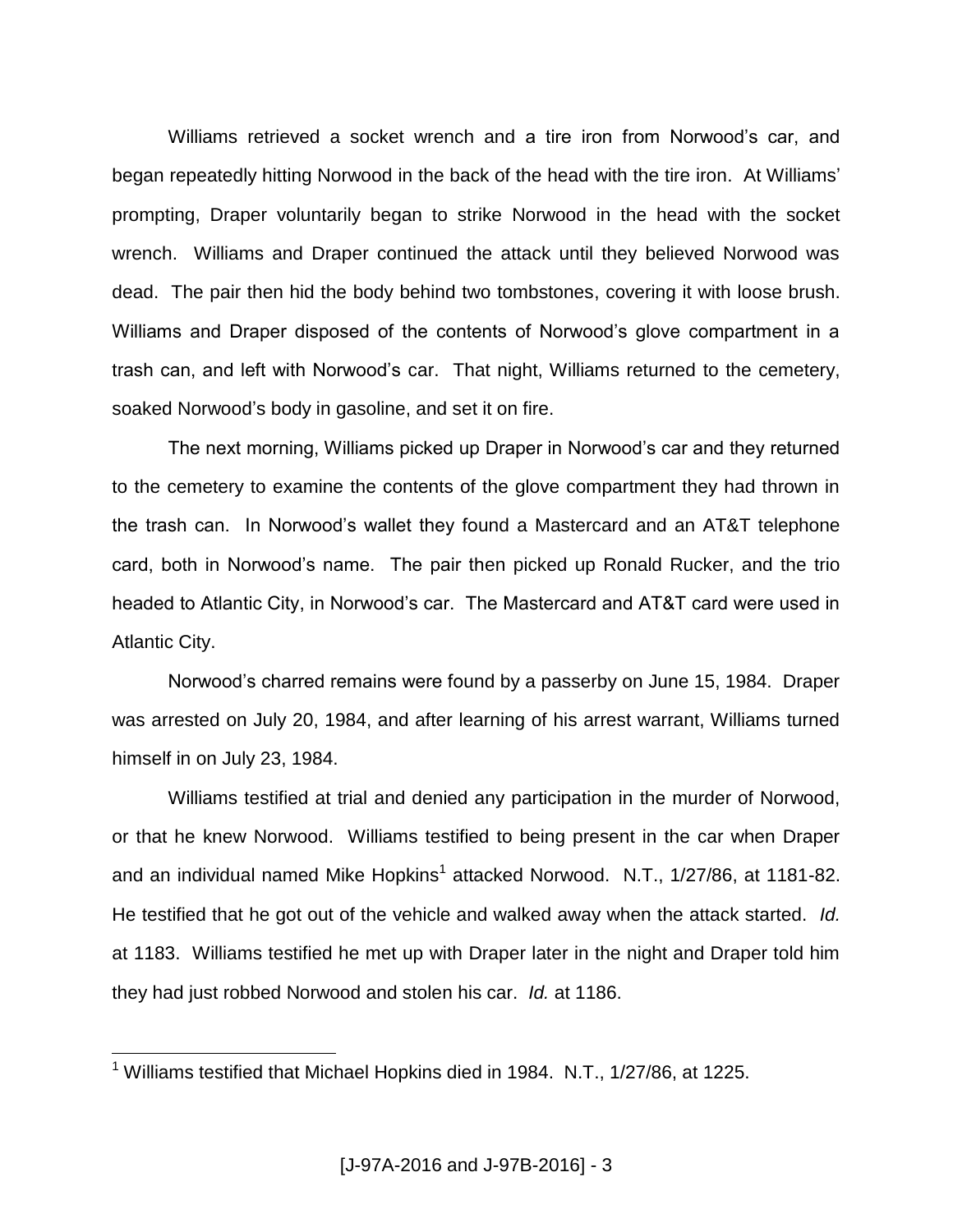Williams retrieved a socket wrench and a tire iron from Norwood's car, and began repeatedly hitting Norwood in the back of the head with the tire iron. At Williams' prompting, Draper voluntarily began to strike Norwood in the head with the socket wrench. Williams and Draper continued the attack until they believed Norwood was dead. The pair then hid the body behind two tombstones, covering it with loose brush. Williams and Draper disposed of the contents of Norwood's glove compartment in a trash can, and left with Norwood's car. That night, Williams returned to the cemetery, soaked Norwood's body in gasoline, and set it on fire.

The next morning, Williams picked up Draper in Norwood's car and they returned to the cemetery to examine the contents of the glove compartment they had thrown in the trash can. In Norwood's wallet they found a Mastercard and an AT&T telephone card, both in Norwood's name. The pair then picked up Ronald Rucker, and the trio headed to Atlantic City, in Norwood's car. The Mastercard and AT&T card were used in Atlantic City.

Norwood's charred remains were found by a passerby on June 15, 1984. Draper was arrested on July 20, 1984, and after learning of his arrest warrant, Williams turned himself in on July 23, 1984.

Williams testified at trial and denied any participation in the murder of Norwood, or that he knew Norwood. Williams testified to being present in the car when Draper and an individual named Mike Hopkins[1] attacked Norwood. N.T., 1/27/86, at 1181-82. He testified that he got out of the vehicle and walked away when the attack started. *Id.* at 1183. Williams testified he met up with Draper later in the night and Draper told him they had just robbed Norwood and stolen his car. *Id.* at 1186.

[1] Williams testified that Michael Hopkins died in 1984. N.T., 1/27/86, at 1225.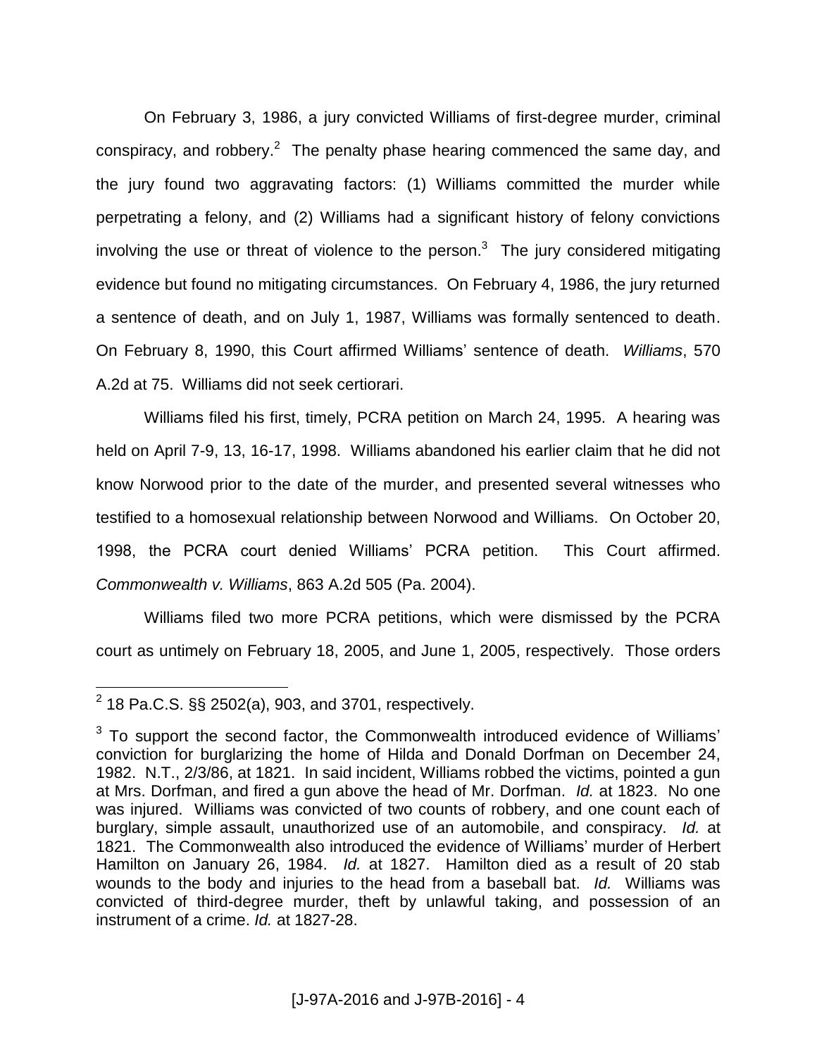On February 3, 1986, a jury convicted Williams of first-degree murder, criminal conspiracy, and robbery.[2] The penalty phase hearing commenced the same day, and the jury found two aggravating factors: (1) Williams committed the murder while perpetrating a felony, and (2) Williams had a significant history of felony convictions involving the use or threat of violence to the person.[3] The jury considered mitigating evidence but found no mitigating circumstances. On February 4, 1986, the jury returned a sentence of death, and on July 1, 1987, Williams was formally sentenced to death. On February 8, 1990, this Court affirmed Williams' sentence of death. *Williams*, 570 A.2d at 75. Williams did not seek certiorari.

Williams filed his first, timely, PCRA petition on March 24, 1995. A hearing was held on April 7-9, 13, 16-17, 1998. Williams abandoned his earlier claim that he did not know Norwood prior to the date of the murder, and presented several witnesses who testified to a homosexual relationship between Norwood and Williams. On October 20, 1998, the PCRA court denied Williams' PCRA petition. This Court affirmed. *Commonwealth v. Williams*, 863 A.2d 505 (Pa. 2004).

Williams filed two more PCRA petitions, which were dismissed by the PCRA court as untimely on February 18, 2005, and June 1, 2005, respectively. Those orders

---

[2] 18 Pa.C.S. §§ 2502(a), 903, and 3701, respectively.

[3] To support the second factor, the Commonwealth introduced evidence of Williams' conviction for burglarizing the home of Hilda and Donald Dorfman on December 24, 1982. N.T., 2/3/86, at 1821. In said incident, Williams robbed the victims, pointed a gun at Mrs. Dorfman, and fired a gun above the head of Mr. Dorfman. *Id.* at 1823. No one was injured. Williams was convicted of two counts of robbery, and one count each of burglary, simple assault, unauthorized use of an automobile, and conspiracy. *Id.* at 1821. The Commonwealth also introduced the evidence of Williams' murder of Herbert Hamilton on January 26, 1984. *Id.* at 1827. Hamilton died as a result of 20 stab wounds to the body and injuries to the head from a baseball bat. *Id.* Williams was convicted of third-degree murder, theft by unlawful taking, and possession of an instrument of a crime. *Id.* at 1827-28.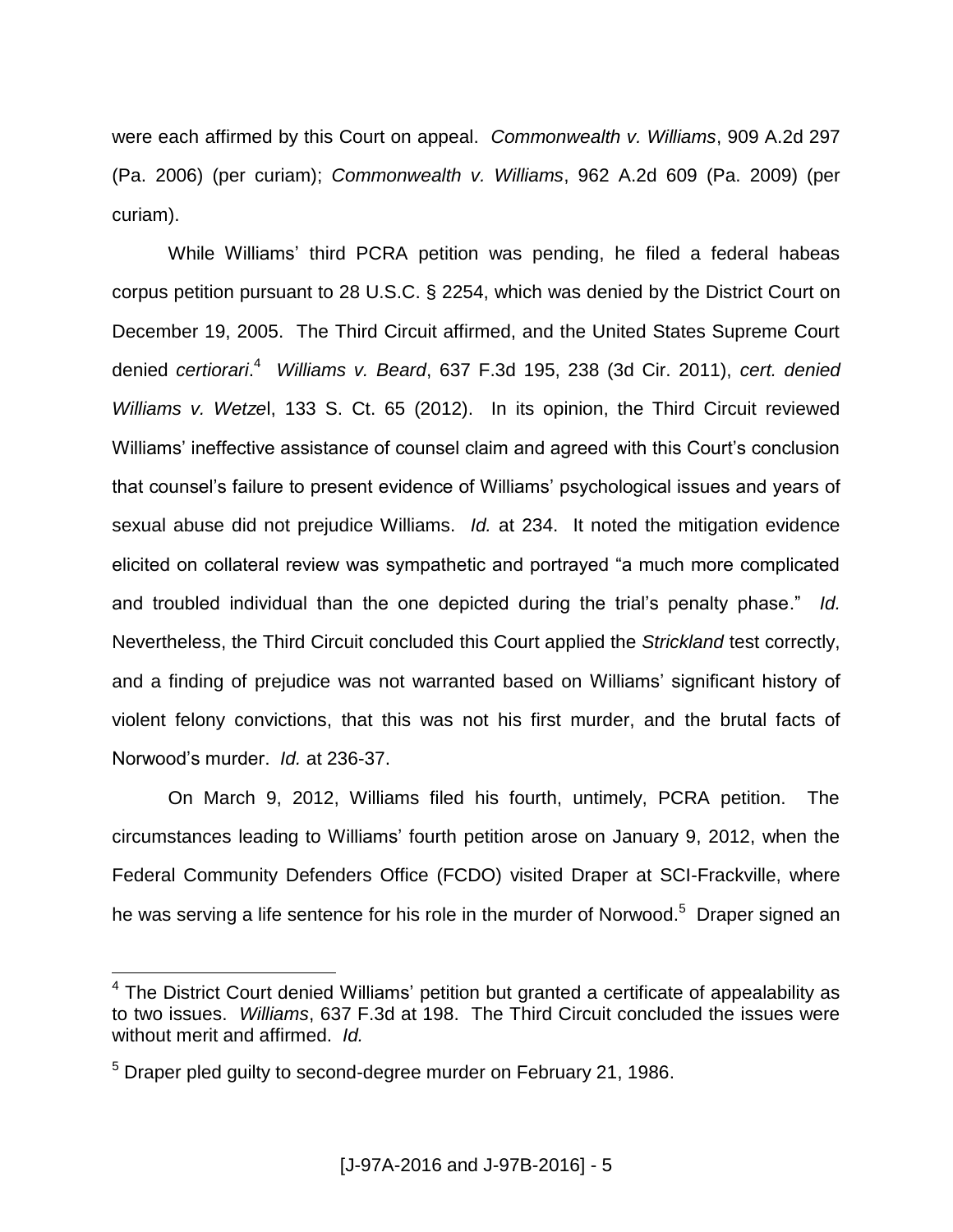were each affirmed by this Court on appeal. *Commonwealth v. Williams*, 909 A.2d 297 (Pa. 2006) (per curiam); *Commonwealth v. Williams*, 962 A.2d 609 (Pa. 2009) (per curiam).

While Williams' third PCRA petition was pending, he filed a federal habeas corpus petition pursuant to 28 U.S.C. § 2254, which was denied by the District Court on December 19, 2005. The Third Circuit affirmed, and the United States Supreme Court denied *certiorari*.[4] *Williams v. Beard*, 637 F.3d 195, 238 (3d Cir. 2011), *cert. denied Williams v. Wetzel*, 133 S. Ct. 65 (2012). In its opinion, the Third Circuit reviewed Williams' ineffective assistance of counsel claim and agreed with this Court's conclusion that counsel's failure to present evidence of Williams' psychological issues and years of sexual abuse did not prejudice Williams. *Id.* at 234. It noted the mitigation evidence elicited on collateral review was sympathetic and portrayed "a much more complicated and troubled individual than the one depicted during the trial's penalty phase." *Id.* Nevertheless, the Third Circuit concluded this Court applied the *Strickland* test correctly, and a finding of prejudice was not warranted based on Williams' significant history of violent felony convictions, that this was not his first murder, and the brutal facts of Norwood's murder. *Id.* at 236-37.

On March 9, 2012, Williams filed his fourth, untimely, PCRA petition. The circumstances leading to Williams' fourth petition arose on January 9, 2012, when the Federal Community Defenders Office (FCDO) visited Draper at SCI-Frackville, where he was serving a life sentence for his role in the murder of Norwood.[5] Draper signed an

---

[4] The District Court denied Williams' petition but granted a certificate of appealability as to two issues. *Williams*, 637 F.3d at 198. The Third Circuit concluded the issues were without merit and affirmed. *Id.*

[5] Draper pled guilty to second-degree murder on February 21, 1986.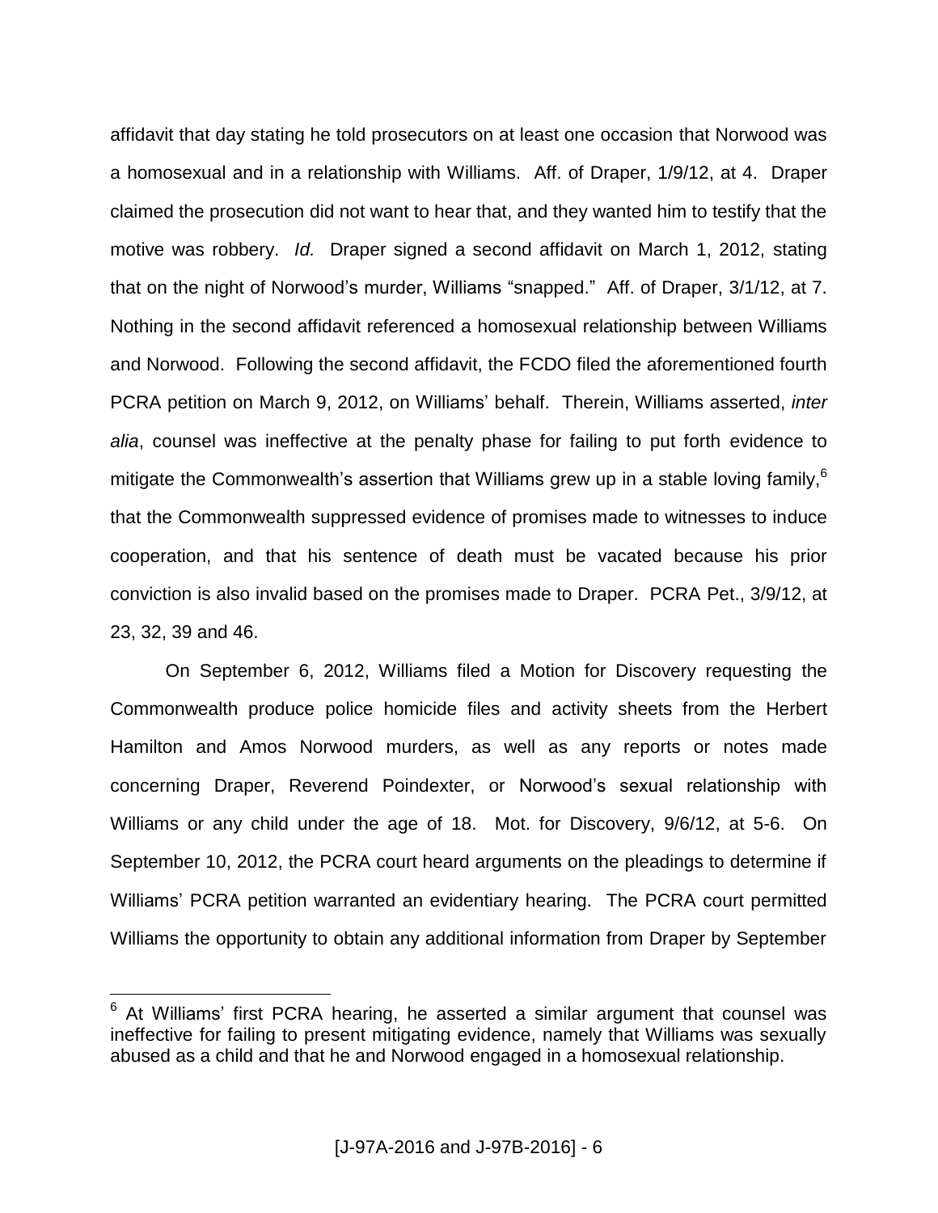affidavit that day stating he told prosecutors on at least one occasion that Norwood was a homosexual and in a relationship with Williams. Aff. of Draper, 1/9/12, at 4. Draper claimed the prosecution did not want to hear that, and they wanted him to testify that the motive was robbery. *Id.* Draper signed a second affidavit on March 1, 2012, stating that on the night of Norwood's murder, Williams "snapped." Aff. of Draper, 3/1/12, at 7. Nothing in the second affidavit referenced a homosexual relationship between Williams and Norwood. Following the second affidavit, the FCDO filed the aforementioned fourth PCRA petition on March 9, 2012, on Williams' behalf. Therein, Williams asserted, *inter alia*, counsel was ineffective at the penalty phase for failing to put forth evidence to mitigate the Commonwealth's assertion that Williams grew up in a stable loving family,[6] that the Commonwealth suppressed evidence of promises made to witnesses to induce cooperation, and that his sentence of death must be vacated because his prior conviction is also invalid based on the promises made to Draper. PCRA Pet., 3/9/12, at 23, 32, 39 and 46.

On September 6, 2012, Williams filed a Motion for Discovery requesting the Commonwealth produce police homicide files and activity sheets from the Herbert Hamilton and Amos Norwood murders, as well as any reports or notes made concerning Draper, Reverend Poindexter, or Norwood's sexual relationship with Williams or any child under the age of 18. Mot. for Discovery, 9/6/12, at 5-6. On September 10, 2012, the PCRA court heard arguments on the pleadings to determine if Williams' PCRA petition warranted an evidentiary hearing. The PCRA court permitted Williams the opportunity to obtain any additional information from Draper by September

[6] At Williams' first PCRA hearing, he asserted a similar argument that counsel was ineffective for failing to present mitigating evidence, namely that Williams was sexually abused as a child and that he and Norwood engaged in a homosexual relationship.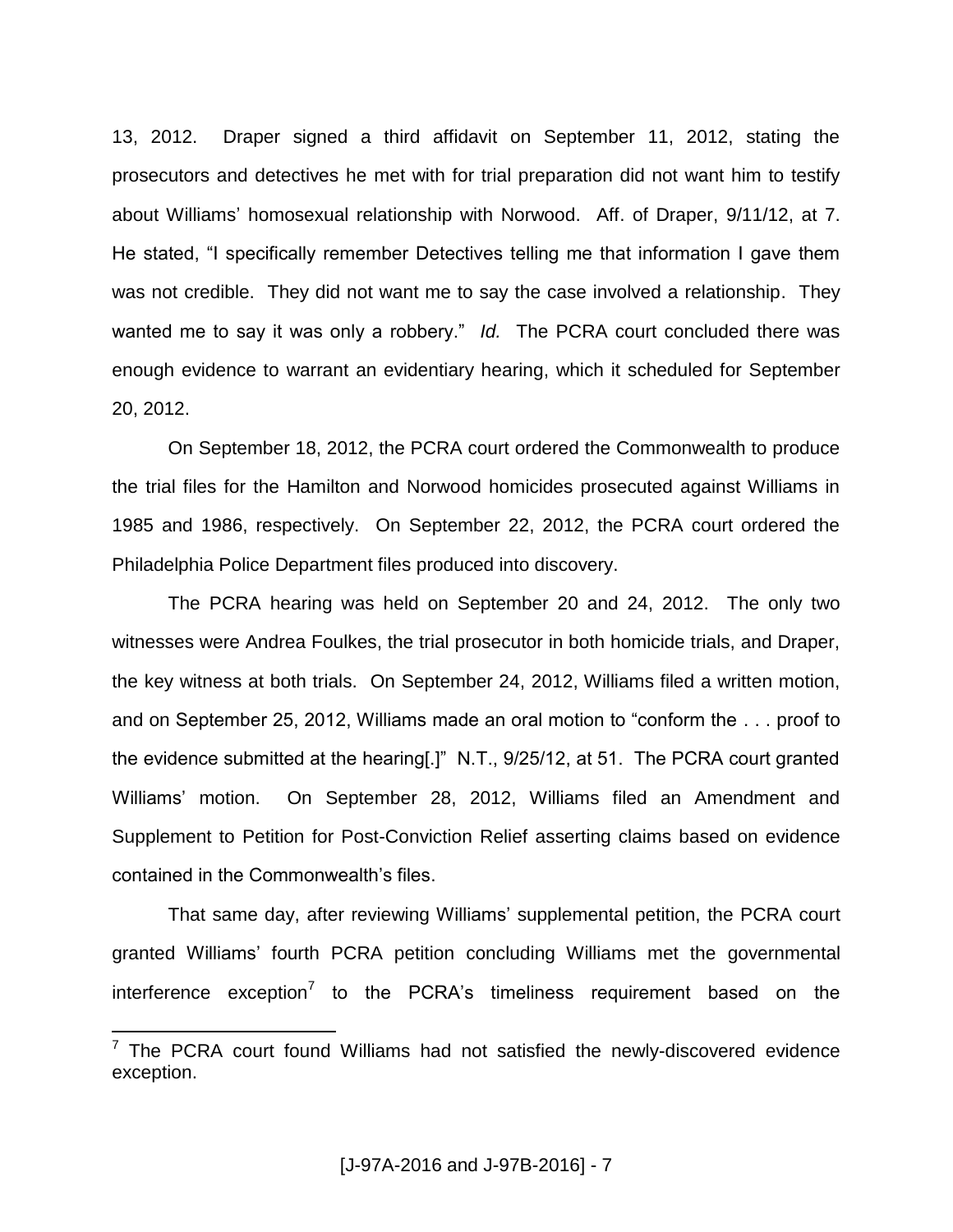13, 2012. Draper signed a third affidavit on September 11, 2012, stating the prosecutors and detectives he met with for trial preparation did not want him to testify about Williams' homosexual relationship with Norwood. Aff. of Draper, 9/11/12, at 7. He stated, "I specifically remember Detectives telling me that information I gave them was not credible. They did not want me to say the case involved a relationship. They wanted me to say it was only a robbery." *Id.* The PCRA court concluded there was enough evidence to warrant an evidentiary hearing, which it scheduled for September 20, 2012.

On September 18, 2012, the PCRA court ordered the Commonwealth to produce the trial files for the Hamilton and Norwood homicides prosecuted against Williams in 1985 and 1986, respectively. On September 22, 2012, the PCRA court ordered the Philadelphia Police Department files produced into discovery.

The PCRA hearing was held on September 20 and 24, 2012. The only two witnesses were Andrea Foulkes, the trial prosecutor in both homicide trials, and Draper, the key witness at both trials. On September 24, 2012, Williams filed a written motion, and on September 25, 2012, Williams made an oral motion to "conform the . . . proof to the evidence submitted at the hearing[.]" N.T., 9/25/12, at 51. The PCRA court granted Williams' motion. On September 28, 2012, Williams filed an Amendment and Supplement to Petition for Post-Conviction Relief asserting claims based on evidence contained in the Commonwealth's files.

That same day, after reviewing Williams' supplemental petition, the PCRA court granted Williams' fourth PCRA petition concluding Williams met the governmental interference exception[7] to the PCRA's timeliness requirement based on the

---

[7] The PCRA court found Williams had not satisfied the newly-discovered evidence exception.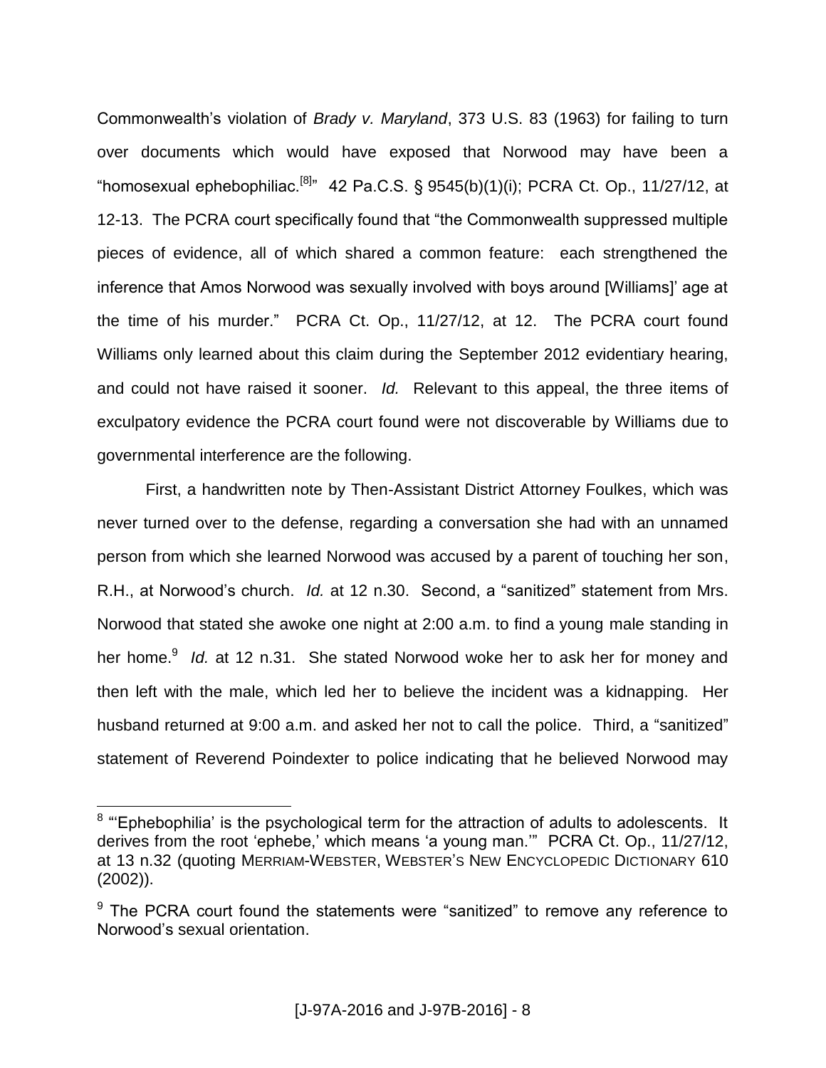Commonwealth's violation of *Brady v. Maryland*, 373 U.S. 83 (1963) for failing to turn over documents which would have exposed that Norwood may have been a "homosexual ephebophiliac.[8]" 42 Pa.C.S. § 9545(b)(1)(i); PCRA Ct. Op., 11/27/12, at 12-13. The PCRA court specifically found that "the Commonwealth suppressed multiple pieces of evidence, all of which shared a common feature: each strengthened the inference that Amos Norwood was sexually involved with boys around [Williams]' age at the time of his murder." PCRA Ct. Op., 11/27/12, at 12. The PCRA court found Williams only learned about this claim during the September 2012 evidentiary hearing, and could not have raised it sooner. *Id.* Relevant to this appeal, the three items of exculpatory evidence the PCRA court found were not discoverable by Williams due to governmental interference are the following.

First, a handwritten note by Then-Assistant District Attorney Foulkes, which was never turned over to the defense, regarding a conversation she had with an unnamed person from which she learned Norwood was accused by a parent of touching her son, R.H., at Norwood's church. *Id.* at 12 n.30. Second, a "sanitized" statement from Mrs. Norwood that stated she awoke one night at 2:00 a.m. to find a young male standing in her home.[9] *Id.* at 12 n.31. She stated Norwood woke her to ask her for money and then left with the male, which led her to believe the incident was a kidnapping. Her husband returned at 9:00 a.m. and asked her not to call the police. Third, a "sanitized" statement of Reverend Poindexter to police indicating that he believed Norwood may

---

[8] "'Ephebophilia' is the psychological term for the attraction of adults to adolescents. It derives from the root 'ephebe,' which means 'a young man.'" PCRA Ct. Op., 11/27/12, at 13 n.32 (quoting MERRIAM-WEBSTER, WEBSTER'S NEW ENCYCLOPEDIC DICTIONARY 610 (2002)).

[9] The PCRA court found the statements were "sanitized" to remove any reference to Norwood's sexual orientation.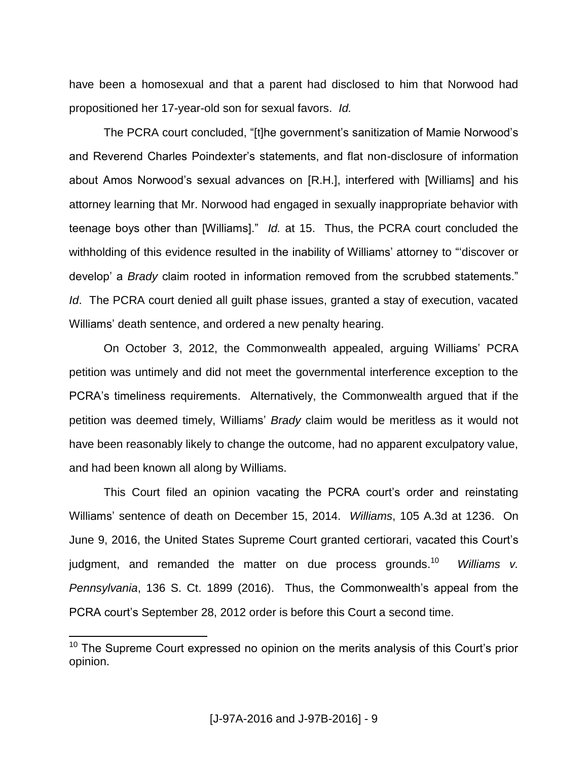have been a homosexual and that a parent had disclosed to him that Norwood had propositioned her 17-year-old son for sexual favors. *Id.*

The PCRA court concluded, "[t]he government's sanitization of Mamie Norwood's and Reverend Charles Poindexter's statements, and flat non-disclosure of information about Amos Norwood's sexual advances on [R.H.], interfered with [Williams] and his attorney learning that Mr. Norwood had engaged in sexually inappropriate behavior with teenage boys other than [Williams]." *Id.* at 15. Thus, the PCRA court concluded the withholding of this evidence resulted in the inability of Williams' attorney to "'discover or develop' a *Brady* claim rooted in information removed from the scrubbed statements." *Id*. The PCRA court denied all guilt phase issues, granted a stay of execution, vacated Williams' death sentence, and ordered a new penalty hearing.

On October 3, 2012, the Commonwealth appealed, arguing Williams' PCRA petition was untimely and did not meet the governmental interference exception to the PCRA's timeliness requirements. Alternatively, the Commonwealth argued that if the petition was deemed timely, Williams' *Brady* claim would be meritless as it would not have been reasonably likely to change the outcome, had no apparent exculpatory value, and had been known all along by Williams.

This Court filed an opinion vacating the PCRA court's order and reinstating Williams' sentence of death on December 15, 2014. *Williams*, 105 A.3d at 1236. On June 9, 2016, the United States Supreme Court granted certiorari, vacated this Court's judgment, and remanded the matter on due process grounds.[10] *Williams v. Pennsylvania*, 136 S. Ct. 1899 (2016). Thus, the Commonwealth's appeal from the PCRA court's September 28, 2012 order is before this Court a second time.

---

[10] The Supreme Court expressed no opinion on the merits analysis of this Court's prior opinion.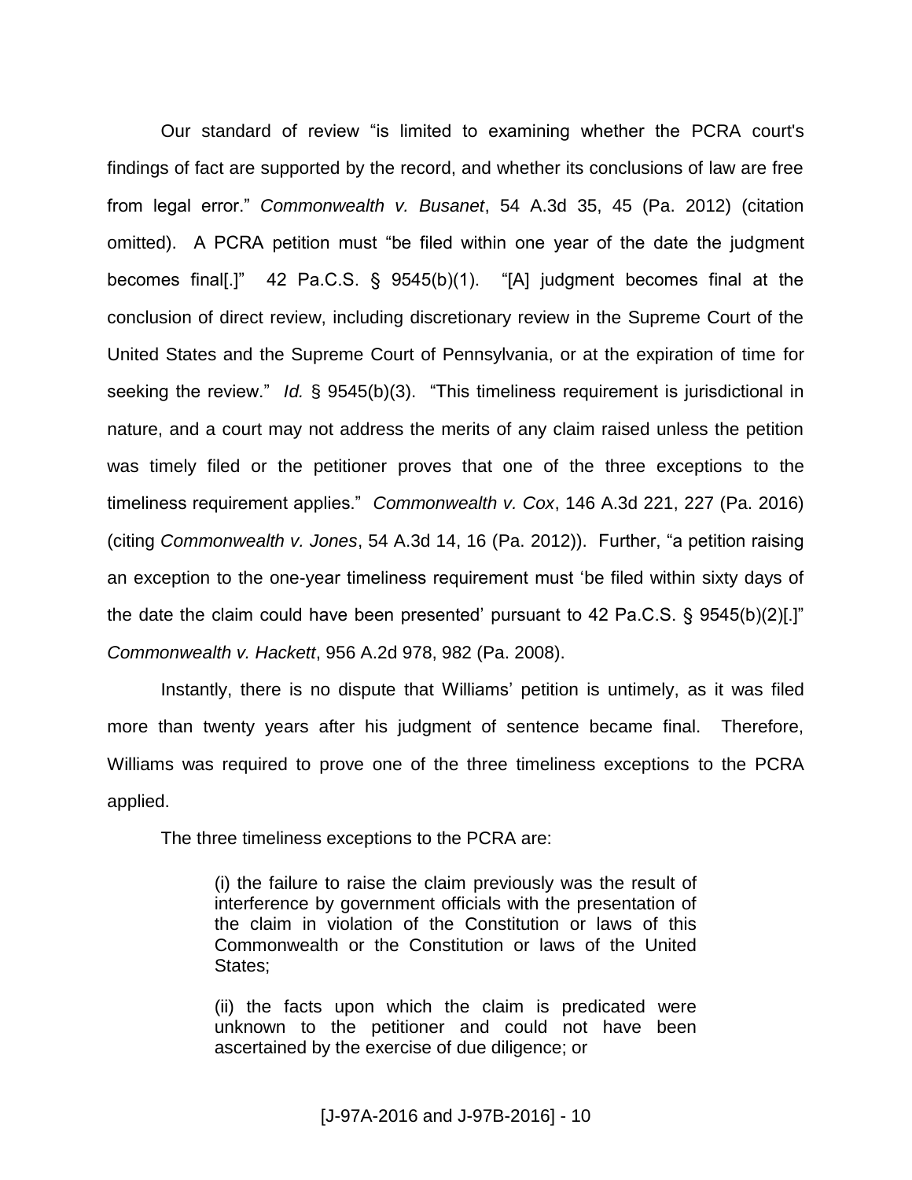Our standard of review "is limited to examining whether the PCRA court's findings of fact are supported by the record, and whether its conclusions of law are free from legal error." *Commonwealth v. Busanet*, 54 A.3d 35, 45 (Pa. 2012) (citation omitted). A PCRA petition must "be filed within one year of the date the judgment becomes final[.]" 42 Pa.C.S. § 9545(b)(1). "[A] judgment becomes final at the conclusion of direct review, including discretionary review in the Supreme Court of the United States and the Supreme Court of Pennsylvania, or at the expiration of time for seeking the review." *Id.* § 9545(b)(3). "This timeliness requirement is jurisdictional in nature, and a court may not address the merits of any claim raised unless the petition was timely filed or the petitioner proves that one of the three exceptions to the timeliness requirement applies." *Commonwealth v. Cox*, 146 A.3d 221, 227 (Pa. 2016) (citing *Commonwealth v. Jones*, 54 A.3d 14, 16 (Pa. 2012)). Further, "a petition raising an exception to the one-year timeliness requirement must 'be filed within sixty days of the date the claim could have been presented' pursuant to 42 Pa.C.S. § 9545(b)(2)[.]" *Commonwealth v. Hackett*, 956 A.2d 978, 982 (Pa. 2008).

Instantly, there is no dispute that Williams' petition is untimely, as it was filed more than twenty years after his judgment of sentence became final. Therefore, Williams was required to prove one of the three timeliness exceptions to the PCRA applied.

The three timeliness exceptions to the PCRA are:

> (i) the failure to raise the claim previously was the result of interference by government officials with the presentation of the claim in violation of the Constitution or laws of this Commonwealth or the Constitution or laws of the United States;
>
> (ii) the facts upon which the claim is predicated were unknown to the petitioner and could not have been ascertained by the exercise of due diligence; or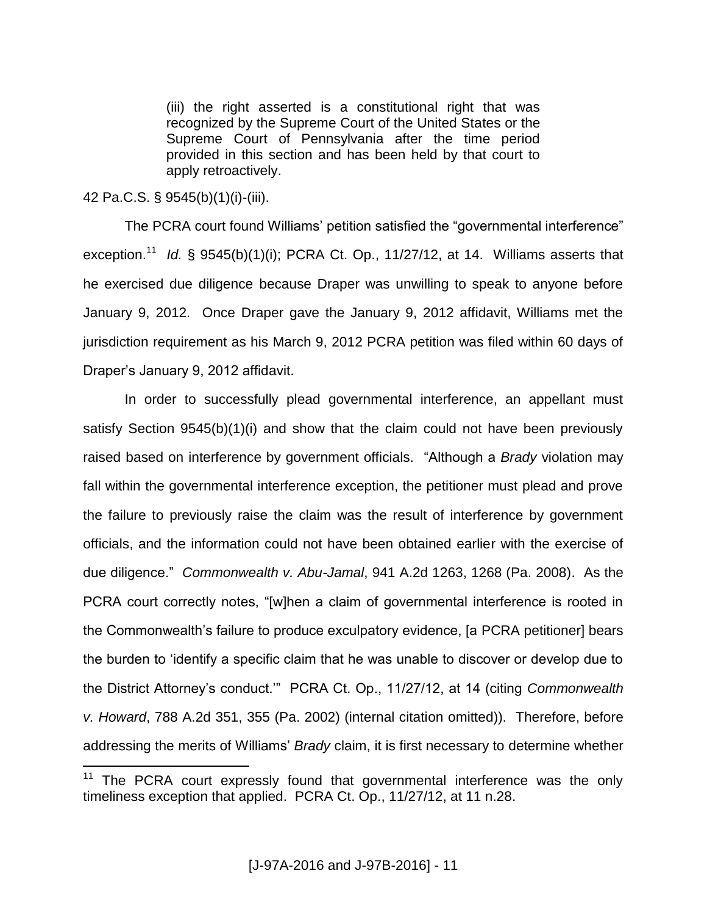> (iii) the right asserted is a constitutional right that was recognized by the Supreme Court of the United States or the Supreme Court of Pennsylvania after the time period provided in this section and has been held by that court to apply retroactively.

42 Pa.C.S. § 9545(b)(1)(i)-(iii).

The PCRA court found Williams' petition satisfied the "governmental interference" exception.[11] *Id.* § 9545(b)(1)(i); PCRA Ct. Op., 11/27/12, at 14. Williams asserts that he exercised due diligence because Draper was unwilling to speak to anyone before January 9, 2012. Once Draper gave the January 9, 2012 affidavit, Williams met the jurisdiction requirement as his March 9, 2012 PCRA petition was filed within 60 days of Draper's January 9, 2012 affidavit.

In order to successfully plead governmental interference, an appellant must satisfy Section 9545(b)(1)(i) and show that the claim could not have been previously raised based on interference by government officials. "Although a *Brady* violation may fall within the governmental interference exception, the petitioner must plead and prove the failure to previously raise the claim was the result of interference by government officials, and the information could not have been obtained earlier with the exercise of due diligence." *Commonwealth v. Abu-Jamal*, 941 A.2d 1263, 1268 (Pa. 2008). As the PCRA court correctly notes, "[w]hen a claim of governmental interference is rooted in the Commonwealth's failure to produce exculpatory evidence, [a PCRA petitioner] bears the burden to 'identify a specific claim that he was unable to discover or develop due to the District Attorney's conduct.'" PCRA Ct. Op., 11/27/12, at 14 (citing *Commonwealth v. Howard*, 788 A.2d 351, 355 (Pa. 2002) (internal citation omitted)). Therefore, before addressing the merits of Williams' *Brady* claim, it is first necessary to determine whether

---

[11] The PCRA court expressly found that governmental interference was the only timeliness exception that applied. PCRA Ct. Op., 11/27/12, at 11 n.28.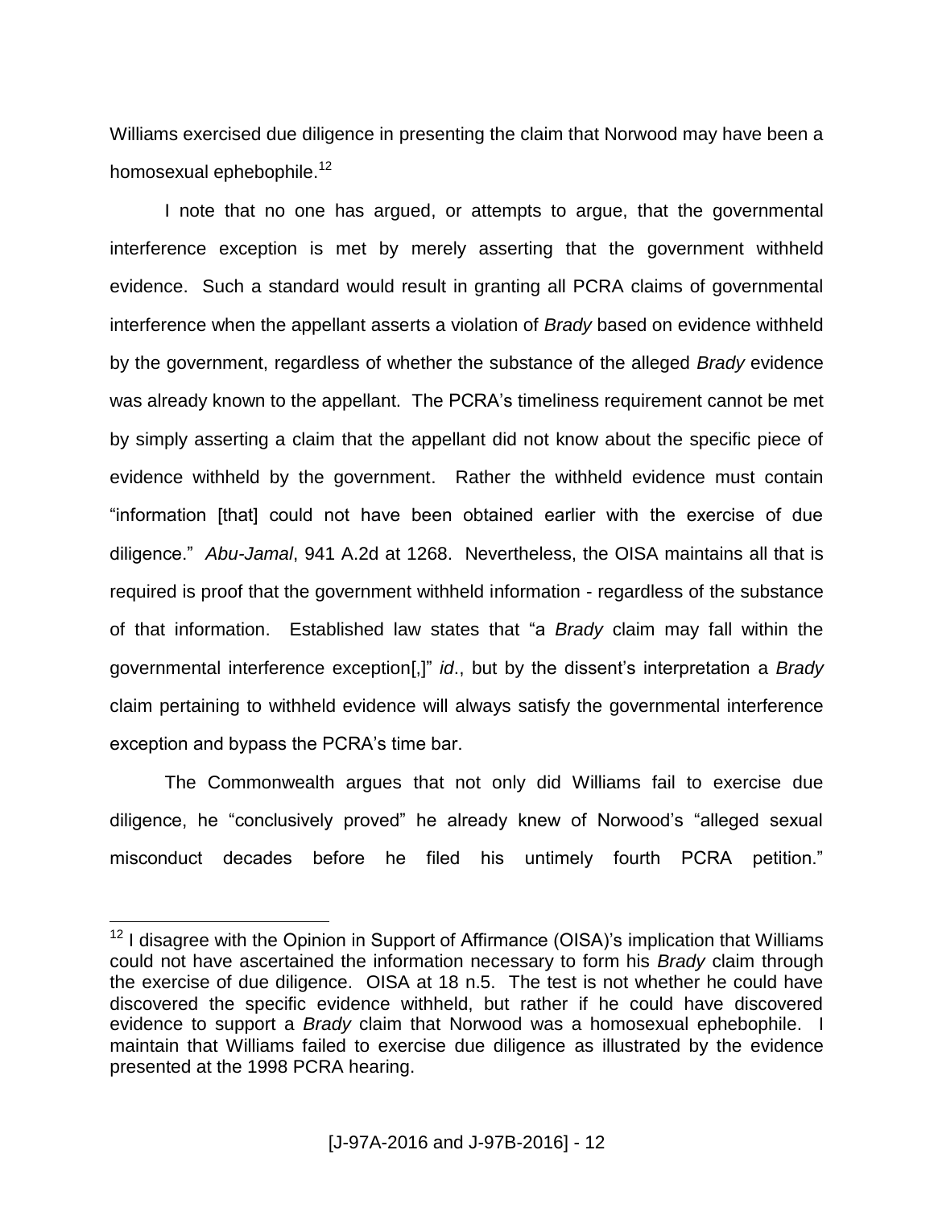Williams exercised due diligence in presenting the claim that Norwood may have been a homosexual ephebophile.[12]

I note that no one has argued, or attempts to argue, that the governmental interference exception is met by merely asserting that the government withheld evidence. Such a standard would result in granting all PCRA claims of governmental interference when the appellant asserts a violation of *Brady* based on evidence withheld by the government, regardless of whether the substance of the alleged *Brady* evidence was already known to the appellant. The PCRA's timeliness requirement cannot be met by simply asserting a claim that the appellant did not know about the specific piece of evidence withheld by the government. Rather the withheld evidence must contain "information [that] could not have been obtained earlier with the exercise of due diligence." *Abu-Jamal*, 941 A.2d at 1268. Nevertheless, the OISA maintains all that is required is proof that the government withheld information - regardless of the substance of that information. Established law states that "a *Brady* claim may fall within the governmental interference exception[,]" *id*., but by the dissent's interpretation a *Brady* claim pertaining to withheld evidence will always satisfy the governmental interference exception and bypass the PCRA's time bar.

The Commonwealth argues that not only did Williams fail to exercise due diligence, he "conclusively proved" he already knew of Norwood's "alleged sexual misconduct decades before he filed his untimely fourth PCRA petition."

---

[12] I disagree with the Opinion in Support of Affirmance (OISA)'s implication that Williams could not have ascertained the information necessary to form his *Brady* claim through the exercise of due diligence. OISA at 18 n.5. The test is not whether he could have discovered the specific evidence withheld, but rather if he could have discovered evidence to support a *Brady* claim that Norwood was a homosexual ephebophile. I maintain that Williams failed to exercise due diligence as illustrated by the evidence presented at the 1998 PCRA hearing.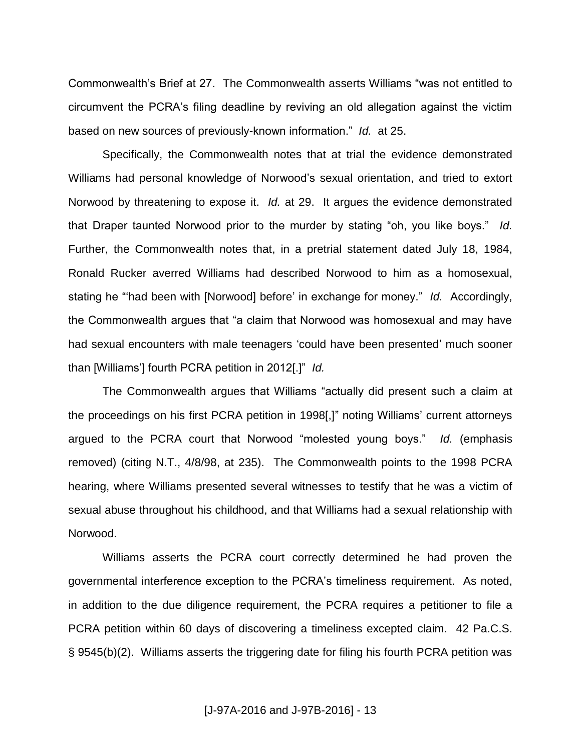Commonwealth's Brief at 27. The Commonwealth asserts Williams "was not entitled to circumvent the PCRA's filing deadline by reviving an old allegation against the victim based on new sources of previously-known information." *Id.* at 25.

Specifically, the Commonwealth notes that at trial the evidence demonstrated Williams had personal knowledge of Norwood's sexual orientation, and tried to extort Norwood by threatening to expose it. *Id.* at 29. It argues the evidence demonstrated that Draper taunted Norwood prior to the murder by stating "oh, you like boys." *Id.* Further, the Commonwealth notes that, in a pretrial statement dated July 18, 1984, Ronald Rucker averred Williams had described Norwood to him as a homosexual, stating he "'had been with [Norwood] before' in exchange for money." *Id.* Accordingly, the Commonwealth argues that "a claim that Norwood was homosexual and may have had sexual encounters with male teenagers 'could have been presented' much sooner than [Williams'] fourth PCRA petition in 2012[.]" *Id.*

The Commonwealth argues that Williams "actually did present such a claim at the proceedings on his first PCRA petition in 1998[,]" noting Williams' current attorneys argued to the PCRA court that Norwood "molested young boys." *Id.* (emphasis removed) (citing N.T., 4/8/98, at 235). The Commonwealth points to the 1998 PCRA hearing, where Williams presented several witnesses to testify that he was a victim of sexual abuse throughout his childhood, and that Williams had a sexual relationship with Norwood.

Williams asserts the PCRA court correctly determined he had proven the governmental interference exception to the PCRA's timeliness requirement. As noted, in addition to the due diligence requirement, the PCRA requires a petitioner to file a PCRA petition within 60 days of discovering a timeliness excepted claim. 42 Pa.C.S. § 9545(b)(2). Williams asserts the triggering date for filing his fourth PCRA petition was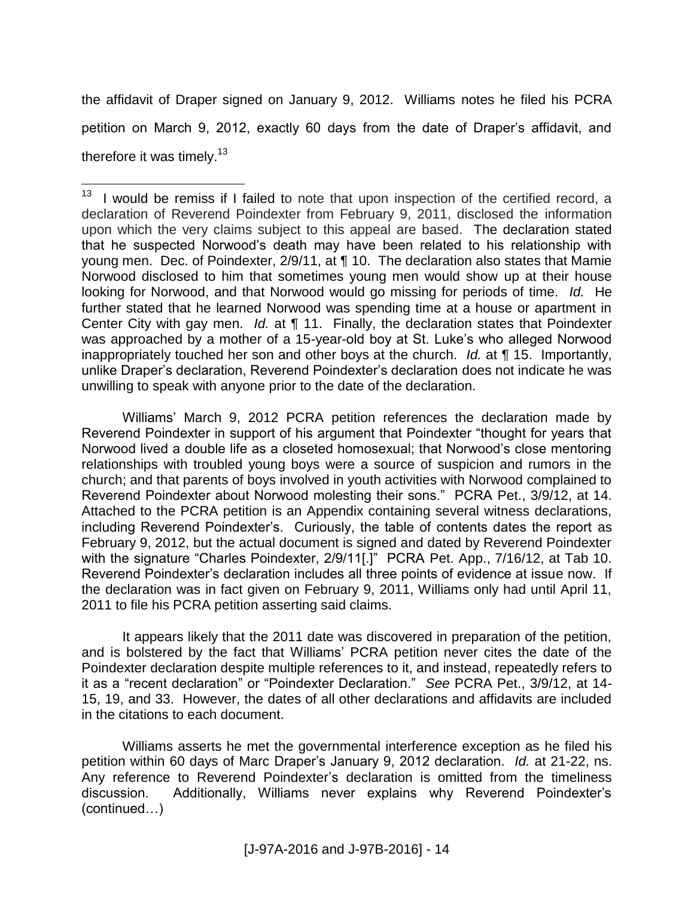the affidavit of Draper signed on January 9, 2012. Williams notes he filed his PCRA petition on March 9, 2012, exactly 60 days from the date of Draper's affidavit, and therefore it was timely.[13]

---

[13] I would be remiss if I failed to note that upon inspection of the certified record, a declaration of Reverend Poindexter from February 9, 2011, disclosed the information upon which the very claims subject to this appeal are based. The declaration stated that he suspected Norwood's death may have been related to his relationship with young men. Dec. of Poindexter, 2/9/11, at ¶ 10. The declaration also states that Mamie Norwood disclosed to him that sometimes young men would show up at their house looking for Norwood, and that Norwood would go missing for periods of time. *Id.* He further stated that he learned Norwood was spending time at a house or apartment in Center City with gay men. *Id.* at ¶ 11. Finally, the declaration states that Poindexter was approached by a mother of a 15-year-old boy at St. Luke's who alleged Norwood inappropriately touched her son and other boys at the church. *Id.* at ¶ 15. Importantly, unlike Draper's declaration, Reverend Poindexter's declaration does not indicate he was unwilling to speak with anyone prior to the date of the declaration.

Williams' March 9, 2012 PCRA petition references the declaration made by Reverend Poindexter in support of his argument that Poindexter "thought for years that Norwood lived a double life as a closeted homosexual; that Norwood's close mentoring relationships with troubled young boys were a source of suspicion and rumors in the church; and that parents of boys involved in youth activities with Norwood complained to Reverend Poindexter about Norwood molesting their sons." PCRA Pet., 3/9/12, at 14. Attached to the PCRA petition is an Appendix containing several witness declarations, including Reverend Poindexter's. Curiously, the table of contents dates the report as February 9, 2012, but the actual document is signed and dated by Reverend Poindexter with the signature "Charles Poindexter, 2/9/11[.]" PCRA Pet. App., 7/16/12, at Tab 10. Reverend Poindexter's declaration includes all three points of evidence at issue now. If the declaration was in fact given on February 9, 2011, Williams only had until April 11, 2011 to file his PCRA petition asserting said claims.

It appears likely that the 2011 date was discovered in preparation of the petition, and is bolstered by the fact that Williams' PCRA petition never cites the date of the Poindexter declaration despite multiple references to it, and instead, repeatedly refers to it as a "recent declaration" or "Poindexter Declaration." *See* PCRA Pet., 3/9/12, at 14-15, 19, and 33. However, the dates of all other declarations and affidavits are included in the citations to each document.

Williams asserts he met the governmental interference exception as he filed his petition within 60 days of Marc Draper's January 9, 2012 declaration. *Id.* at 21-22, ns. Any reference to Reverend Poindexter's declaration is omitted from the timeliness discussion. Additionally, Williams never explains why Reverend Poindexter's (continued…)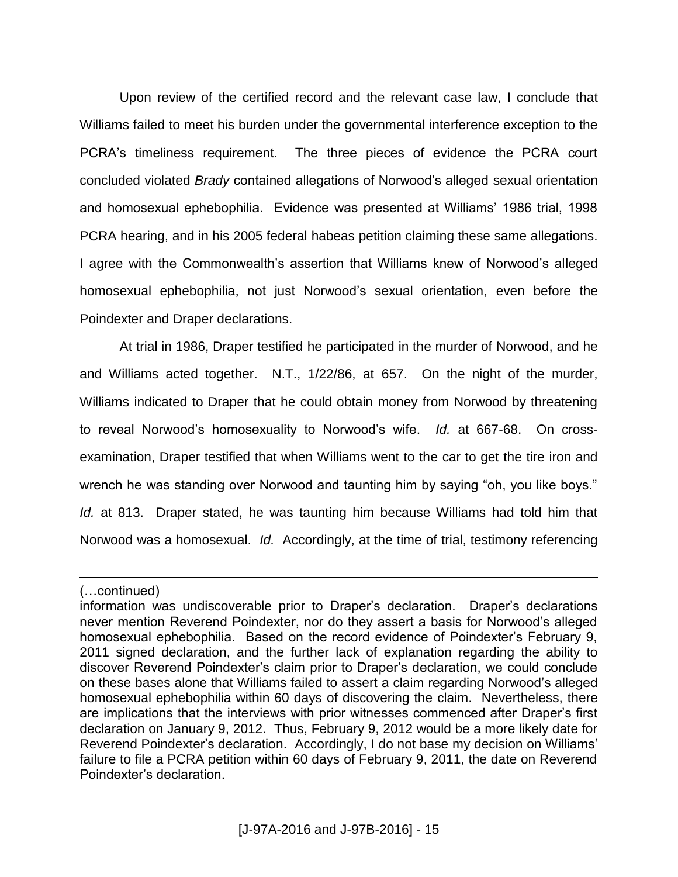Upon review of the certified record and the relevant case law, I conclude that Williams failed to meet his burden under the governmental interference exception to the PCRA's timeliness requirement. The three pieces of evidence the PCRA court concluded violated *Brady* contained allegations of Norwood's alleged sexual orientation and homosexual ephebophilia. Evidence was presented at Williams' 1986 trial, 1998 PCRA hearing, and in his 2005 federal habeas petition claiming these same allegations. I agree with the Commonwealth's assertion that Williams knew of Norwood's alleged homosexual ephebophilia, not just Norwood's sexual orientation, even before the Poindexter and Draper declarations.

At trial in 1986, Draper testified he participated in the murder of Norwood, and he and Williams acted together. N.T., 1/22/86, at 657. On the night of the murder, Williams indicated to Draper that he could obtain money from Norwood by threatening to reveal Norwood's homosexuality to Norwood's wife. *Id.* at 667-68. On cross-examination, Draper testified that when Williams went to the car to get the tire iron and wrench he was standing over Norwood and taunting him by saying "oh, you like boys." *Id.* at 813. Draper stated, he was taunting him because Williams had told him that Norwood was a homosexual. *Id.* Accordingly, at the time of trial, testimony referencing

---

(…continued)

information was undiscoverable prior to Draper's declaration. Draper's declarations never mention Reverend Poindexter, nor do they assert a basis for Norwood's alleged homosexual ephebophilia. Based on the record evidence of Poindexter's February 9, 2011 signed declaration, and the further lack of explanation regarding the ability to discover Reverend Poindexter's claim prior to Draper's declaration, we could conclude on these bases alone that Williams failed to assert a claim regarding Norwood's alleged homosexual ephebophilia within 60 days of discovering the claim. Nevertheless, there are implications that the interviews with prior witnesses commenced after Draper's first declaration on January 9, 2012. Thus, February 9, 2012 would be a more likely date for Reverend Poindexter's declaration. Accordingly, I do not base my decision on Williams' failure to file a PCRA petition within 60 days of February 9, 2011, the date on Reverend Poindexter's declaration.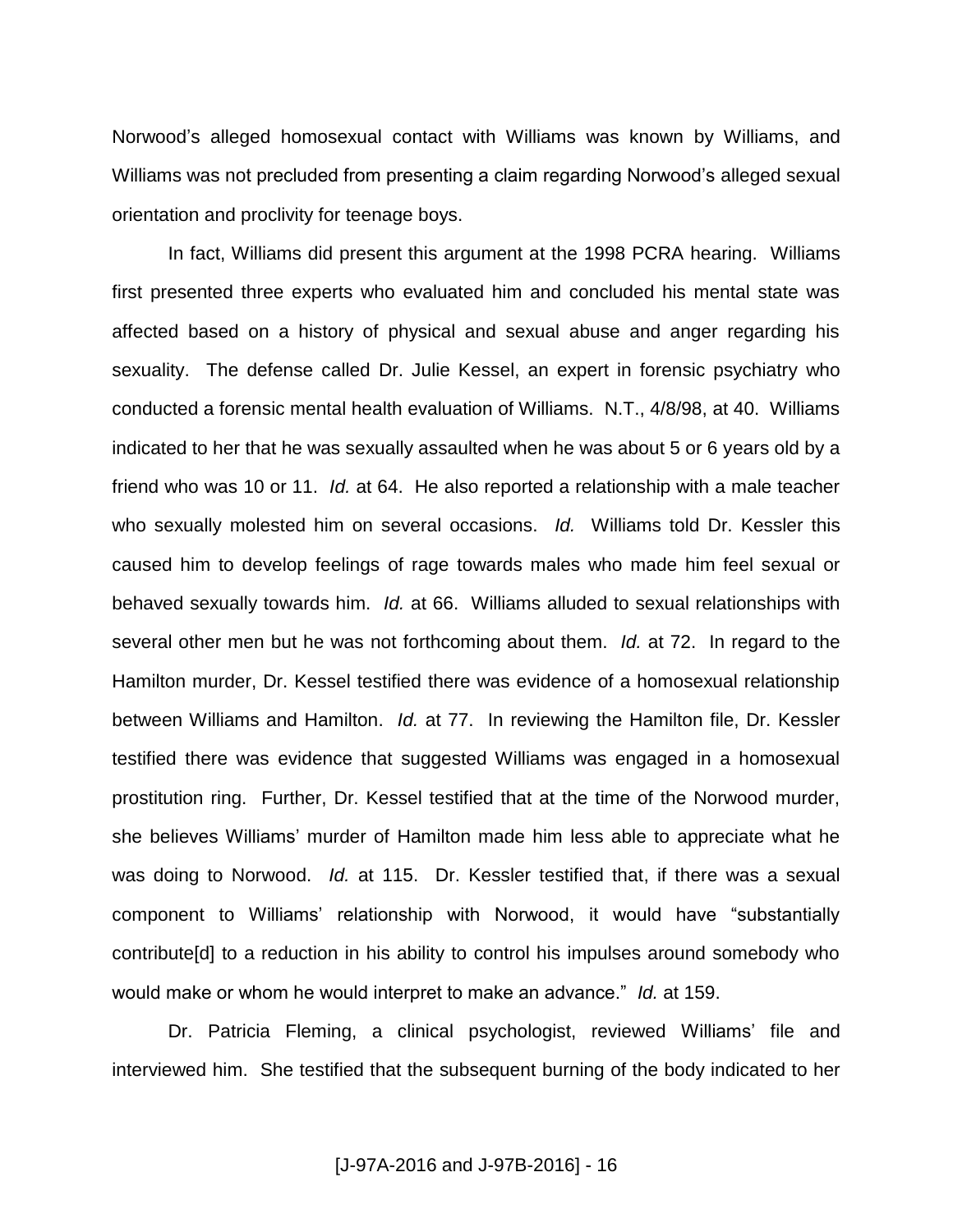Norwood's alleged homosexual contact with Williams was known by Williams, and Williams was not precluded from presenting a claim regarding Norwood's alleged sexual orientation and proclivity for teenage boys.

In fact, Williams did present this argument at the 1998 PCRA hearing. Williams first presented three experts who evaluated him and concluded his mental state was affected based on a history of physical and sexual abuse and anger regarding his sexuality. The defense called Dr. Julie Kessel, an expert in forensic psychiatry who conducted a forensic mental health evaluation of Williams. N.T., 4/8/98, at 40. Williams indicated to her that he was sexually assaulted when he was about 5 or 6 years old by a friend who was 10 or 11. *Id.* at 64. He also reported a relationship with a male teacher who sexually molested him on several occasions. *Id.* Williams told Dr. Kessler this caused him to develop feelings of rage towards males who made him feel sexual or behaved sexually towards him. *Id.* at 66. Williams alluded to sexual relationships with several other men but he was not forthcoming about them. *Id.* at 72. In regard to the Hamilton murder, Dr. Kessel testified there was evidence of a homosexual relationship between Williams and Hamilton. *Id.* at 77. In reviewing the Hamilton file, Dr. Kessler testified there was evidence that suggested Williams was engaged in a homosexual prostitution ring. Further, Dr. Kessel testified that at the time of the Norwood murder, she believes Williams' murder of Hamilton made him less able to appreciate what he was doing to Norwood. *Id.* at 115. Dr. Kessler testified that, if there was a sexual component to Williams' relationship with Norwood, it would have "substantially contribute[d] to a reduction in his ability to control his impulses around somebody who would make or whom he would interpret to make an advance." *Id.* at 159.

Dr. Patricia Fleming, a clinical psychologist, reviewed Williams' file and interviewed him. She testified that the subsequent burning of the body indicated to her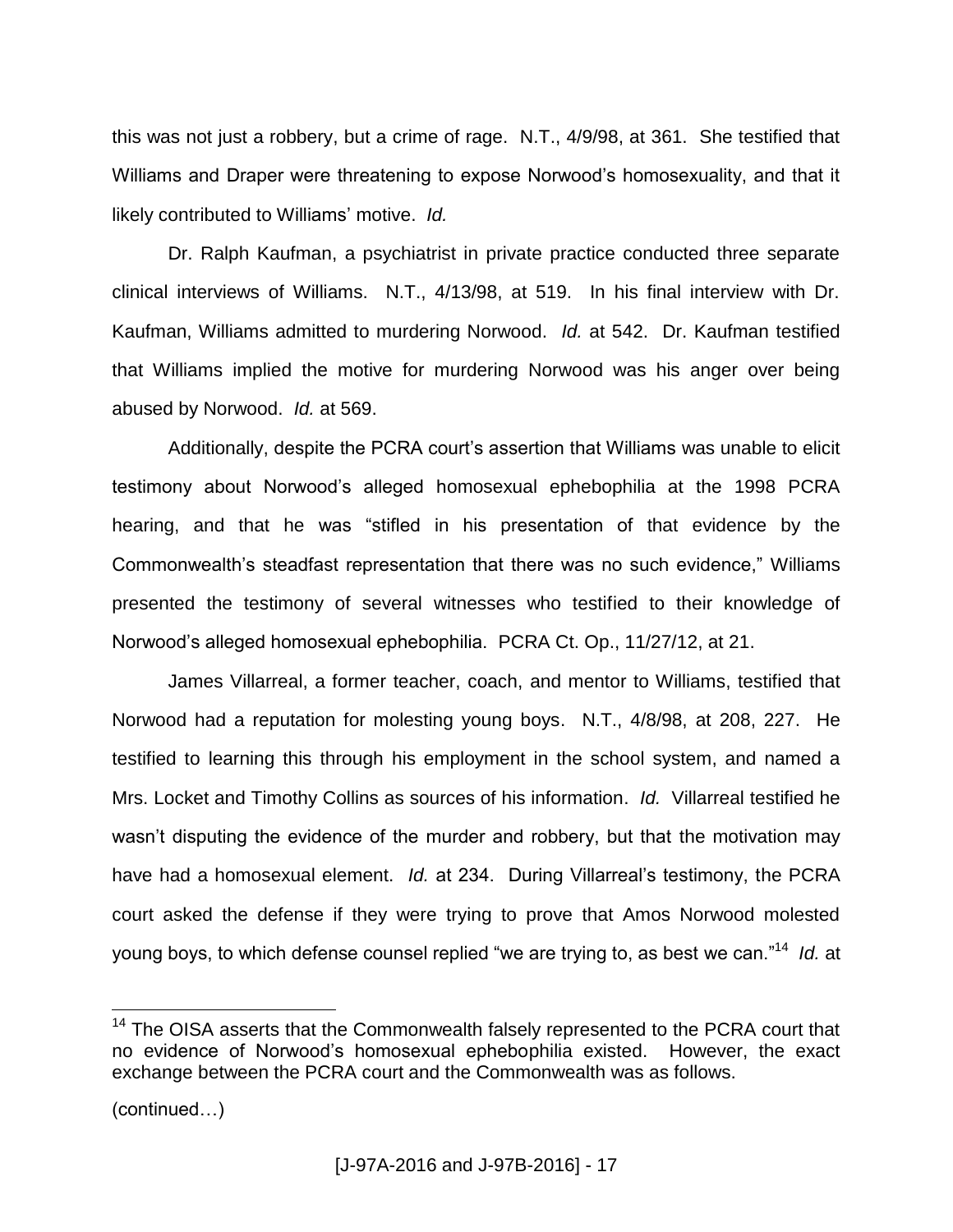this was not just a robbery, but a crime of rage. N.T., 4/9/98, at 361. She testified that Williams and Draper were threatening to expose Norwood's homosexuality, and that it likely contributed to Williams' motive. *Id.*

Dr. Ralph Kaufman, a psychiatrist in private practice conducted three separate clinical interviews of Williams. N.T., 4/13/98, at 519. In his final interview with Dr. Kaufman, Williams admitted to murdering Norwood. *Id.* at 542. Dr. Kaufman testified that Williams implied the motive for murdering Norwood was his anger over being abused by Norwood. *Id.* at 569.

Additionally, despite the PCRA court's assertion that Williams was unable to elicit testimony about Norwood's alleged homosexual ephebophilia at the 1998 PCRA hearing, and that he was "stifled in his presentation of that evidence by the Commonwealth's steadfast representation that there was no such evidence," Williams presented the testimony of several witnesses who testified to their knowledge of Norwood's alleged homosexual ephebophilia. PCRA Ct. Op., 11/27/12, at 21.

James Villarreal, a former teacher, coach, and mentor to Williams, testified that Norwood had a reputation for molesting young boys. N.T., 4/8/98, at 208, 227. He testified to learning this through his employment in the school system, and named a Mrs. Locket and Timothy Collins as sources of his information. *Id.* Villarreal testified he wasn't disputing the evidence of the murder and robbery, but that the motivation may have had a homosexual element. *Id.* at 234. During Villarreal's testimony, the PCRA court asked the defense if they were trying to prove that Amos Norwood molested young boys, to which defense counsel replied "we are trying to, as best we can."[14] *Id.* at

---

[14] The OISA asserts that the Commonwealth falsely represented to the PCRA court that no evidence of Norwood's homosexual ephebophilia existed. However, the exact exchange between the PCRA court and the Commonwealth was as follows.

(continued…)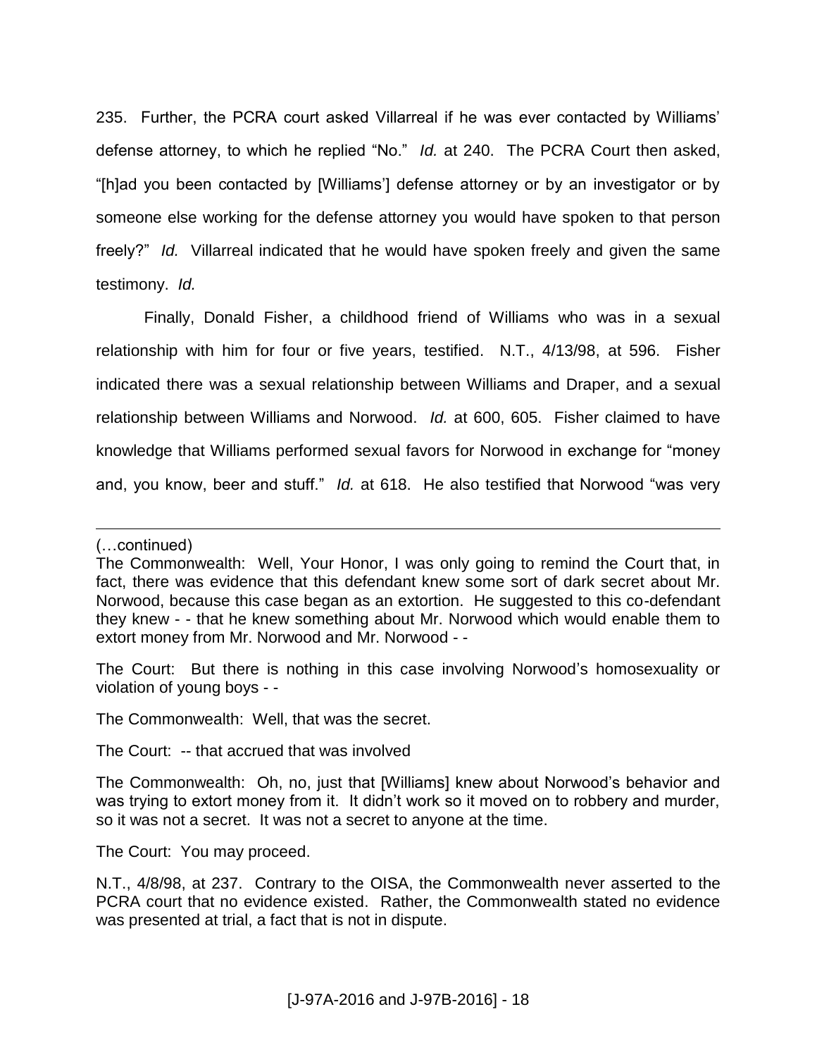235. Further, the PCRA court asked Villarreal if he was ever contacted by Williams' defense attorney, to which he replied "No." *Id.* at 240. The PCRA Court then asked, "[h]ad you been contacted by [Williams'] defense attorney or by an investigator or by someone else working for the defense attorney you would have spoken to that person freely?" *Id.* Villarreal indicated that he would have spoken freely and given the same testimony. *Id.*

Finally, Donald Fisher, a childhood friend of Williams who was in a sexual relationship with him for four or five years, testified. N.T., 4/13/98, at 596. Fisher indicated there was a sexual relationship between Williams and Draper, and a sexual relationship between Williams and Norwood. *Id.* at 600, 605. Fisher claimed to have knowledge that Williams performed sexual favors for Norwood in exchange for "money and, you know, beer and stuff." *Id.* at 618. He also testified that Norwood "was very

---

(…continued)

The Commonwealth: Well, Your Honor, I was only going to remind the Court that, in fact, there was evidence that this defendant knew some sort of dark secret about Mr. Norwood, because this case began as an extortion. He suggested to this co-defendant they knew - - that he knew something about Mr. Norwood which would enable them to extort money from Mr. Norwood and Mr. Norwood - -

The Court: But there is nothing in this case involving Norwood's homosexuality or violation of young boys - -

The Commonwealth: Well, that was the secret.

The Court: -- that accrued that was involved

The Commonwealth: Oh, no, just that [Williams] knew about Norwood's behavior and was trying to extort money from it. It didn't work so it moved on to robbery and murder, so it was not a secret. It was not a secret to anyone at the time.

The Court: You may proceed.

N.T., 4/8/98, at 237. Contrary to the OISA, the Commonwealth never asserted to the PCRA court that no evidence existed. Rather, the Commonwealth stated no evidence was presented at trial, a fact that is not in dispute.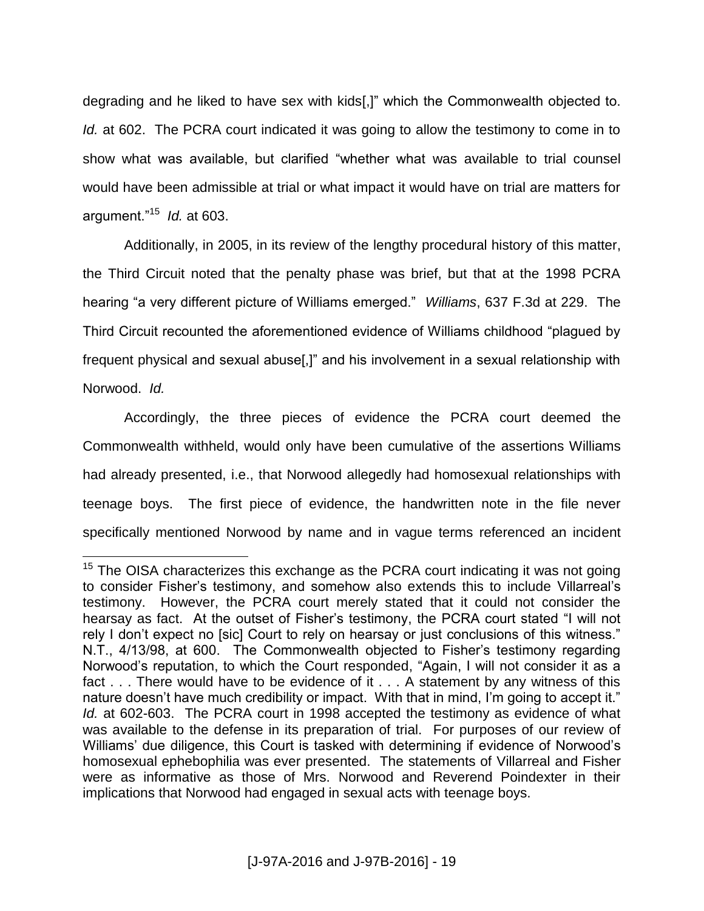degrading and he liked to have sex with kids[,]" which the Commonwealth objected to. *Id.* at 602. The PCRA court indicated it was going to allow the testimony to come in to show what was available, but clarified "whether what was available to trial counsel would have been admissible at trial or what impact it would have on trial are matters for argument."[15] *Id.* at 603.

Additionally, in 2005, in its review of the lengthy procedural history of this matter, the Third Circuit noted that the penalty phase was brief, but that at the 1998 PCRA hearing "a very different picture of Williams emerged." *Williams*, 637 F.3d at 229. The Third Circuit recounted the aforementioned evidence of Williams childhood "plagued by frequent physical and sexual abuse[,]" and his involvement in a sexual relationship with Norwood. *Id.*

Accordingly, the three pieces of evidence the PCRA court deemed the Commonwealth withheld, would only have been cumulative of the assertions Williams had already presented, i.e., that Norwood allegedly had homosexual relationships with teenage boys. The first piece of evidence, the handwritten note in the file never specifically mentioned Norwood by name and in vague terms referenced an incident

---

[15] The OISA characterizes this exchange as the PCRA court indicating it was not going to consider Fisher's testimony, and somehow also extends this to include Villarreal's testimony. However, the PCRA court merely stated that it could not consider the hearsay as fact. At the outset of Fisher's testimony, the PCRA court stated "I will not rely I don't expect no [sic] Court to rely on hearsay or just conclusions of this witness." N.T., 4/13/98, at 600. The Commonwealth objected to Fisher's testimony regarding Norwood's reputation, to which the Court responded, "Again, I will not consider it as a fact . . . There would have to be evidence of it . . . A statement by any witness of this nature doesn't have much credibility or impact. With that in mind, I'm going to accept it." *Id.* at 602-603. The PCRA court in 1998 accepted the testimony as evidence of what was available to the defense in its preparation of trial. For purposes of our review of Williams' due diligence, this Court is tasked with determining if evidence of Norwood's homosexual ephebophilia was ever presented. The statements of Villarreal and Fisher were as informative as those of Mrs. Norwood and Reverend Poindexter in their implications that Norwood had engaged in sexual acts with teenage boys.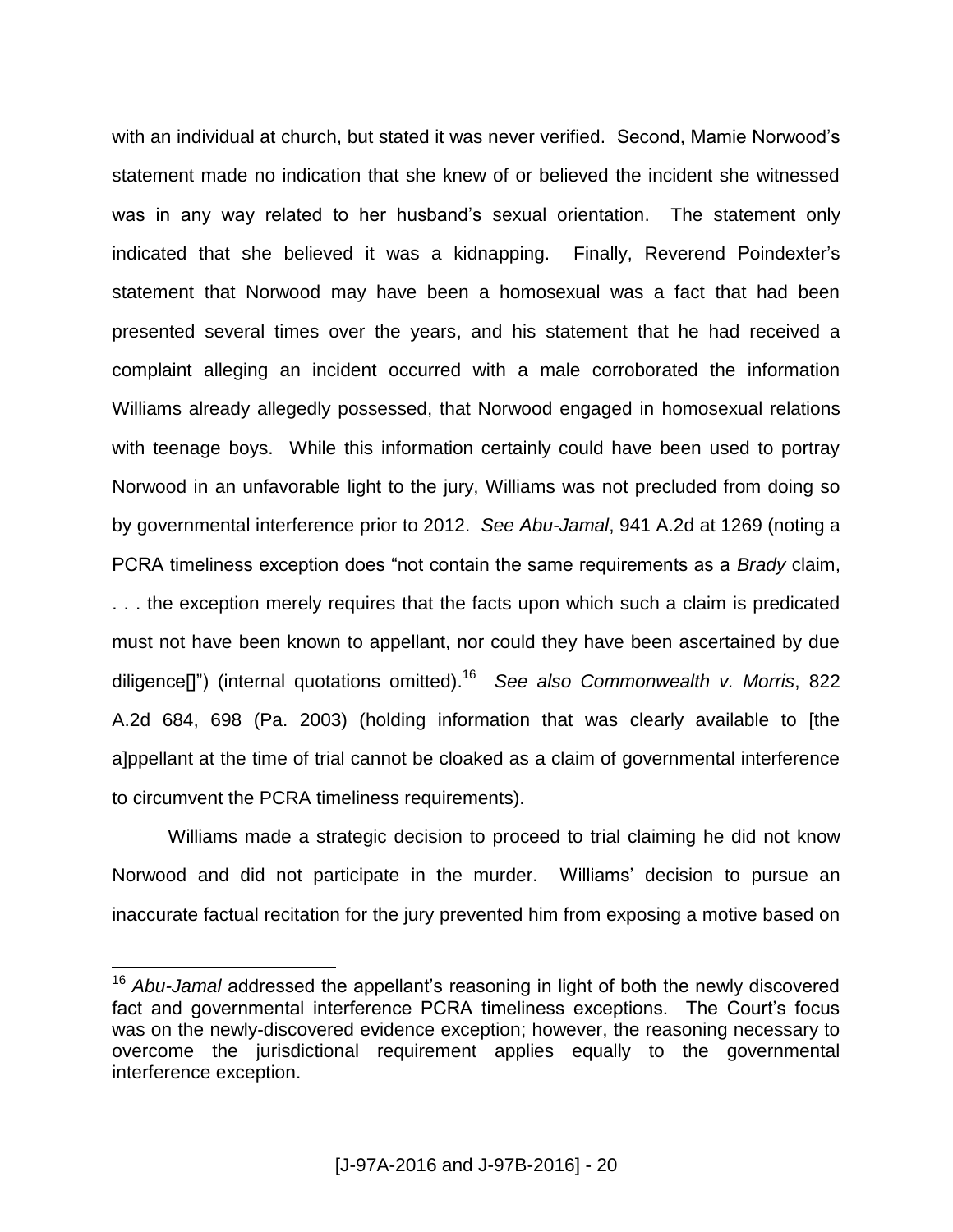with an individual at church, but stated it was never verified. Second, Mamie Norwood's statement made no indication that she knew of or believed the incident she witnessed was in any way related to her husband's sexual orientation. The statement only indicated that she believed it was a kidnapping. Finally, Reverend Poindexter's statement that Norwood may have been a homosexual was a fact that had been presented several times over the years, and his statement that he had received a complaint alleging an incident occurred with a male corroborated the information Williams already allegedly possessed, that Norwood engaged in homosexual relations with teenage boys. While this information certainly could have been used to portray Norwood in an unfavorable light to the jury, Williams was not precluded from doing so by governmental interference prior to 2012. *See Abu-Jamal*, 941 A.2d at 1269 (noting a PCRA timeliness exception does "not contain the same requirements as a *Brady* claim, . . . the exception merely requires that the facts upon which such a claim is predicated must not have been known to appellant, nor could they have been ascertained by due diligence[]") (internal quotations omitted).[16] *See also Commonwealth v. Morris*, 822 A.2d 684, 698 (Pa. 2003) (holding information that was clearly available to [the a]ppellant at the time of trial cannot be cloaked as a claim of governmental interference to circumvent the PCRA timeliness requirements).

Williams made a strategic decision to proceed to trial claiming he did not know Norwood and did not participate in the murder. Williams' decision to pursue an inaccurate factual recitation for the jury prevented him from exposing a motive based on

---

[16] *Abu-Jamal* addressed the appellant's reasoning in light of both the newly discovered fact and governmental interference PCRA timeliness exceptions. The Court's focus was on the newly-discovered evidence exception; however, the reasoning necessary to overcome the jurisdictional requirement applies equally to the governmental interference exception.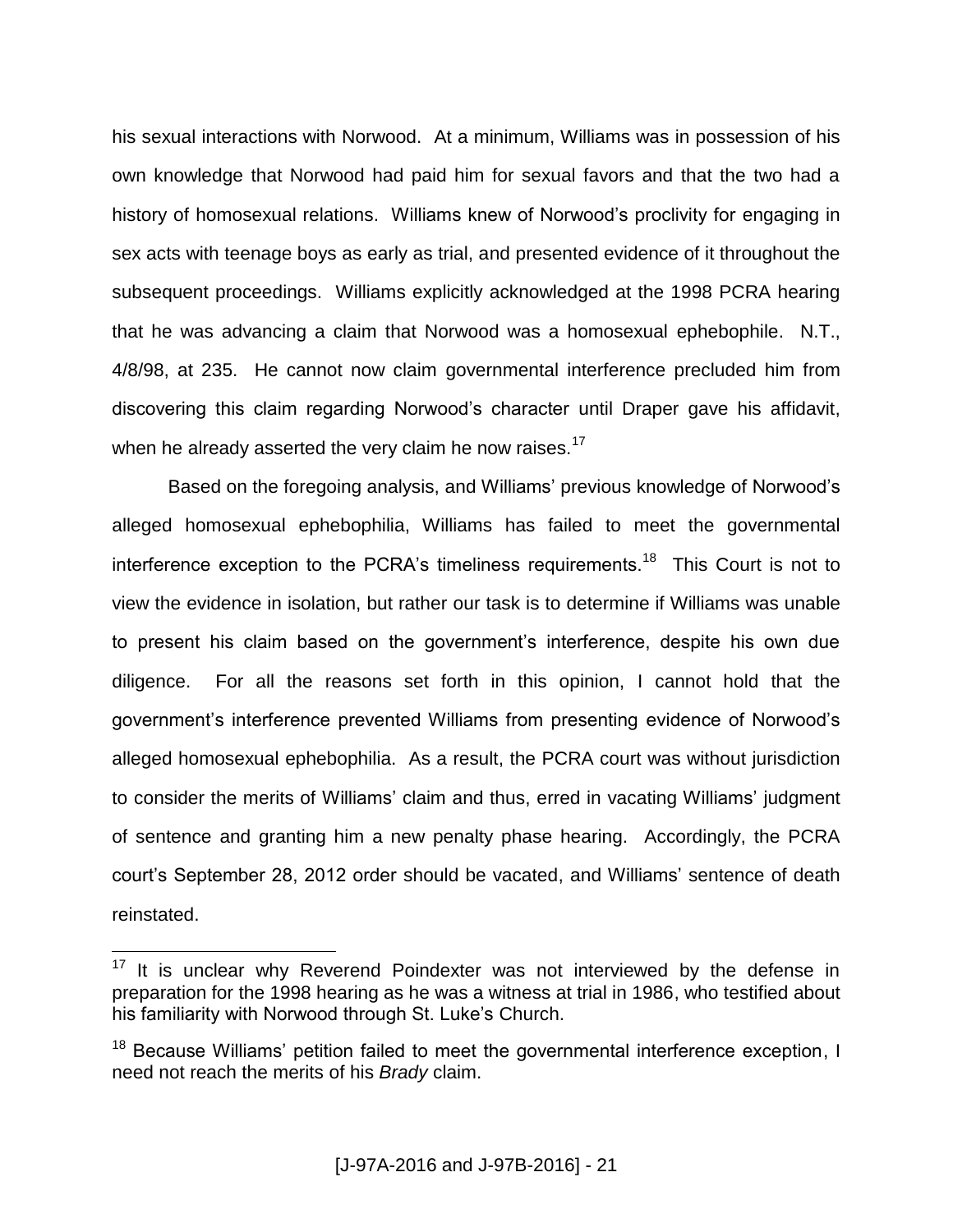his sexual interactions with Norwood. At a minimum, Williams was in possession of his own knowledge that Norwood had paid him for sexual favors and that the two had a history of homosexual relations. Williams knew of Norwood's proclivity for engaging in sex acts with teenage boys as early as trial, and presented evidence of it throughout the subsequent proceedings. Williams explicitly acknowledged at the 1998 PCRA hearing that he was advancing a claim that Norwood was a homosexual ephebophile. N.T., 4/8/98, at 235. He cannot now claim governmental interference precluded him from discovering this claim regarding Norwood's character until Draper gave his affidavit, when he already asserted the very claim he now raises.[17]

Based on the foregoing analysis, and Williams' previous knowledge of Norwood's alleged homosexual ephebophilia, Williams has failed to meet the governmental interference exception to the PCRA's timeliness requirements.[18] This Court is not to view the evidence in isolation, but rather our task is to determine if Williams was unable to present his claim based on the government's interference, despite his own due diligence. For all the reasons set forth in this opinion, I cannot hold that the government's interference prevented Williams from presenting evidence of Norwood's alleged homosexual ephebophilia. As a result, the PCRA court was without jurisdiction to consider the merits of Williams' claim and thus, erred in vacating Williams' judgment of sentence and granting him a new penalty phase hearing. Accordingly, the PCRA court's September 28, 2012 order should be vacated, and Williams' sentence of death reinstated.

---

[17] It is unclear why Reverend Poindexter was not interviewed by the defense in preparation for the 1998 hearing as he was a witness at trial in 1986, who testified about his familiarity with Norwood through St. Luke's Church.

[18] Because Williams' petition failed to meet the governmental interference exception, I need not reach the merits of his *Brady* claim.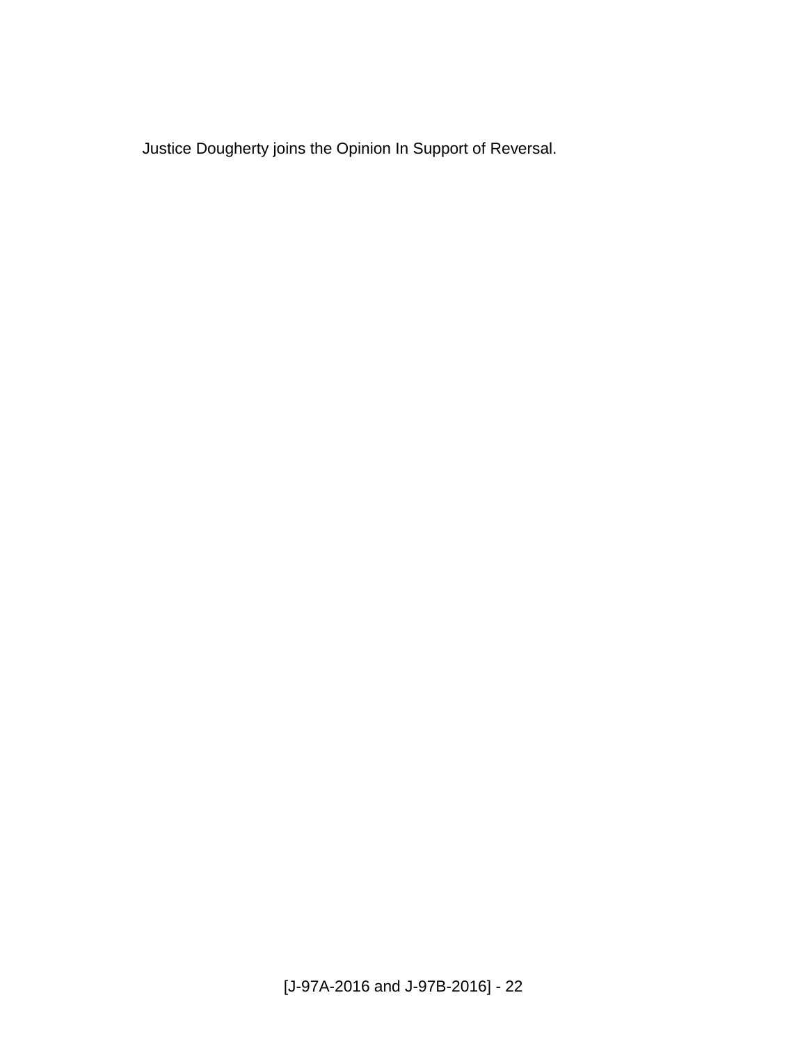Justice Dougherty joins the Opinion In Support of Reversal.